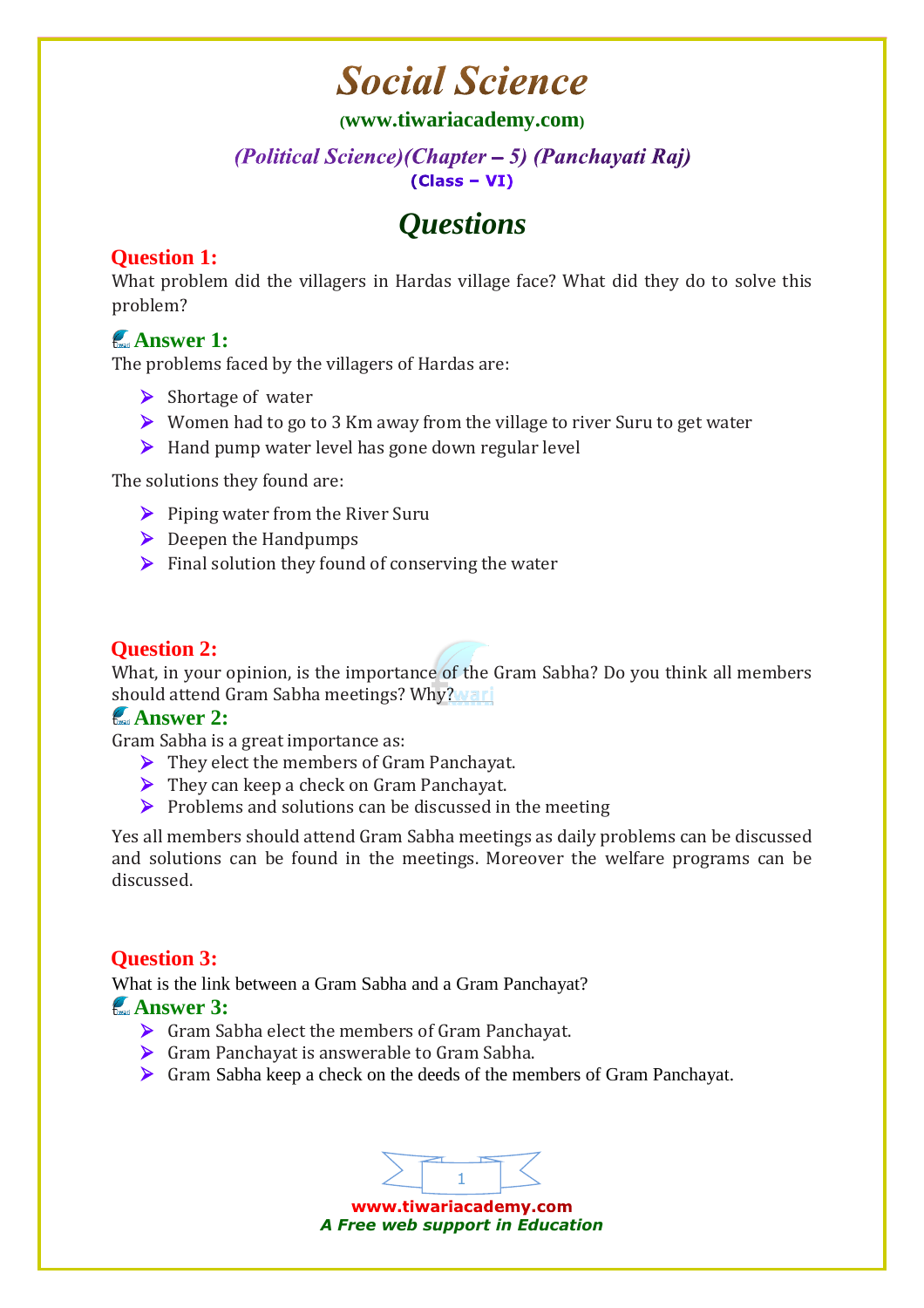# Social Science

(www.tiwariacademy.com)

*(Political Science)(Chapter – 5) (Panchayati Raj)*

**(Class – VI)**

## *Questions*

### Question 1:

What problem did the villagers in Hardas village face? What did they do to solve this problem?

### Answer 1:

The problems faced by the villagers of Hardas are:

- Shortage of water
- Women had to go to 3 Km away from the village to river Suru to get water
- Hand pump water level has gone down regular level

The solutions they found are:

- Piping water from the River Suru
- Deepen the Handpumps
- Final solution they found of conserving the water

### Question 2:

What, in your opinion, is the importance of the Gram Sabha? Do you think all members should attend Gram Sabha meetings? Why?

### Answer 2:

Gram Sabha is a great importance as:

- They elect the members of Gram Panchayat.
- They can keep a check on Gram Panchayat.
- Problems and solutions can be discussed in the meeting

Yes all members should attend Gram Sabha meetings as daily problems can be discussed and solutions can be found in the meetings. Moreover the welfare programs can be discussed.

### Question 3:

What is the link between a Gram Sabha and a Gram Panchayat?

### Answer 3:

- Gram Sabha elect the members of Gram Panchayat.
- Gram Panchayat is answerable to Gram Sabha.
- Gram Sabha keep a check on the deeds of the members of Gram Panchayat.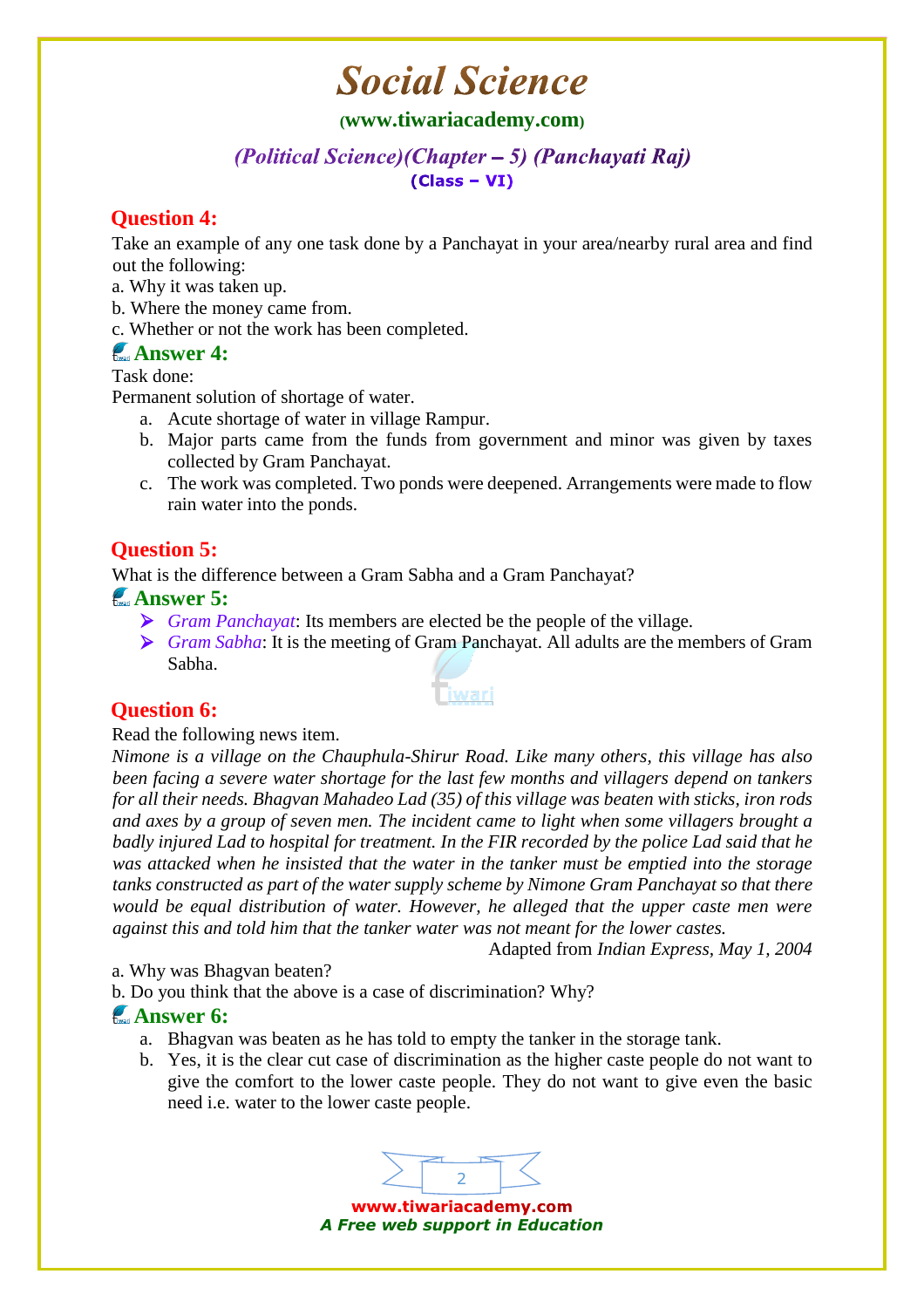# Social Science

(www.tiwariacademy.com)

*(Political Science)(Chapter – 5) (Panchayati Raj)*

**(Class – VI)**

## Question 4:

Take an example of any one task done by a Panchayat in your area/nearby rural area and find out the following:

a. Why it was taken up.
b. Where the money came from.
c. Whether or not the work has been completed.

## Answer 4:

Task done:

Permanent solution of shortage of water.

a. Acute shortage of water in village Rampur.
b. Major parts came from the funds from government and minor was given by taxes collected by Gram Panchayat.
c. The work was completed. Two ponds were deepened. Arrangements were made to flow rain water into the ponds.

## Question 5:

What is the difference between a Gram Sabha and a Gram Panchayat?

## Answer 5:

- *Gram Panchayat*: Its members are elected be the people of the village.
- *Gram Sabha*: It is the meeting of Gram Panchayat. All adults are the members of Gram Sabha.

## Question 6:

Read the following news item.

*Nimone is a village on the Chauphula-Shirur Road. Like many others, this village has also been facing a severe water shortage for the last few months and villagers depend on tankers for all their needs. Bhagvan Mahadeo Lad (35) of this village was beaten with sticks, iron rods and axes by a group of seven men. The incident came to light when some villagers brought a badly injured Lad to hospital for treatment. In the FIR recorded by the police Lad said that he was attacked when he insisted that the water in the tanker must be emptied into the storage tanks constructed as part of the water supply scheme by Nimone Gram Panchayat so that there would be equal distribution of water. However, he alleged that the upper caste men were against this and told him that the tanker water was not meant for the lower castes.*

Adapted from *Indian Express, May 1, 2004*

a. Why was Bhagvan beaten?
b. Do you think that the above is a case of discrimination? Why?

## Answer 6:

a. Bhagvan was beaten as he has told to empty the tanker in the storage tank.
b. Yes, it is the clear cut case of discrimination as the higher caste people do not want to give the comfort to the lower caste people. They do not want to give even the basic need i.e. water to the lower caste people.